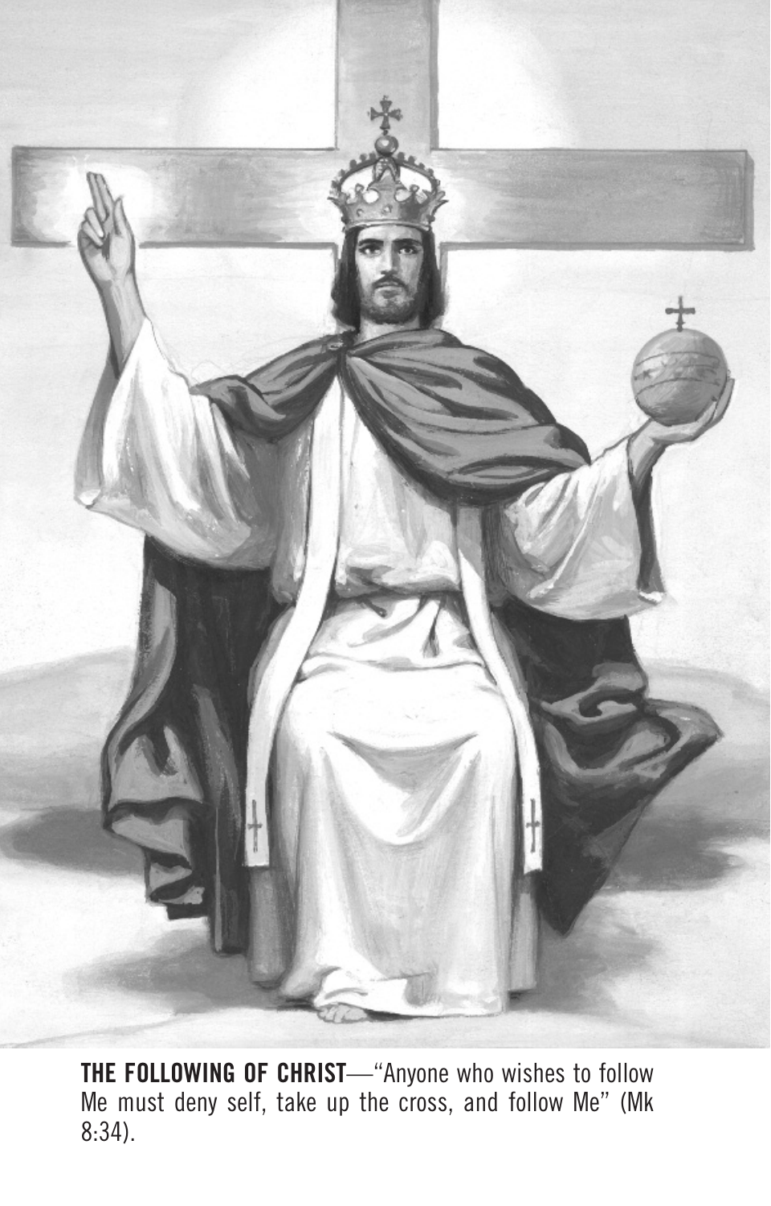**THE FOLLOWING OF CHRIST**—"Anyone who wishes to follow Me must deny self, take up the cross, and follow Me" (Mk 8:34).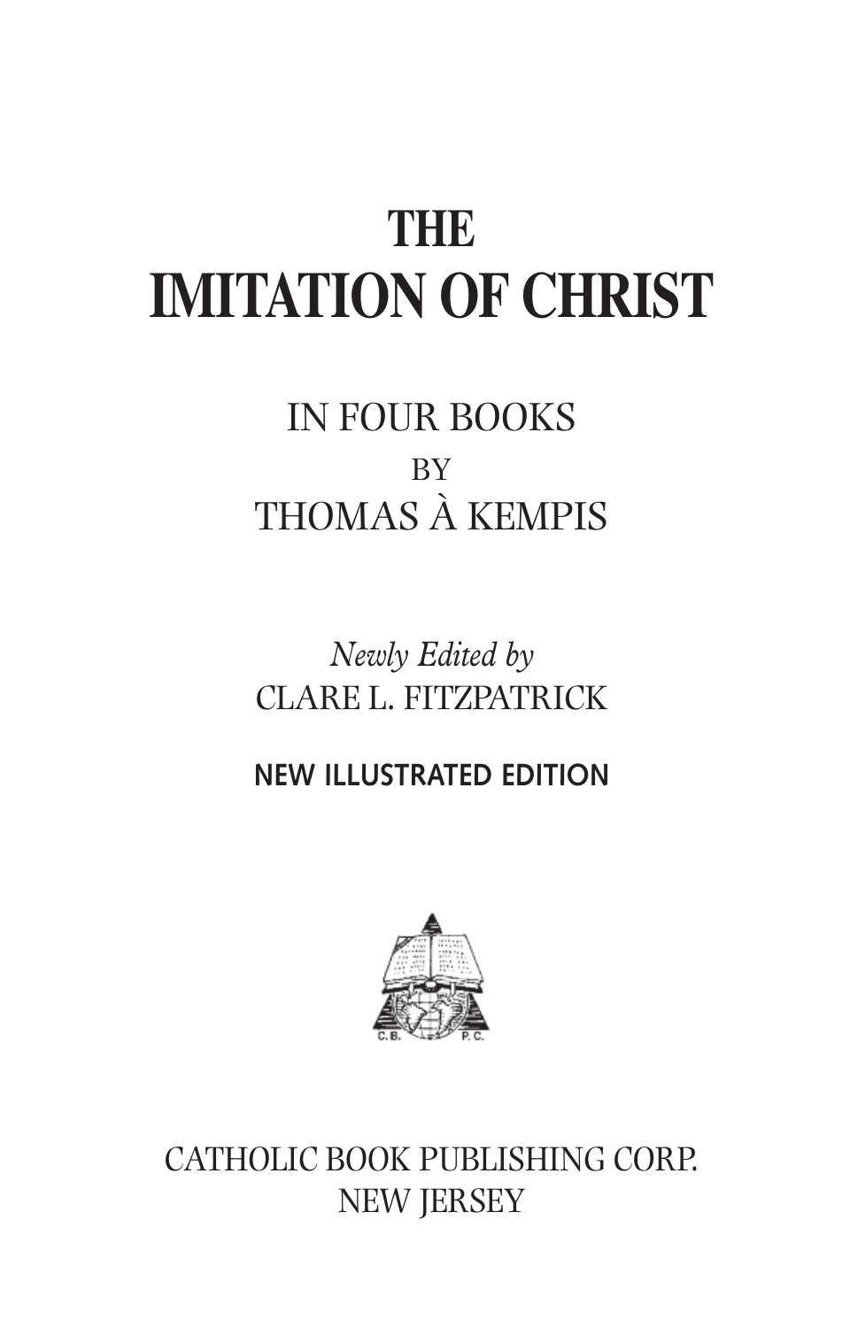# THE
# IMITATION OF CHRIST

IN FOUR BOOKS

BY

THOMAS À KEMPIS

*Newly Edited by*

CLARE L. FITZPATRICK

**NEW ILLUSTRATED EDITION**

CATHOLIC BOOK PUBLISHING CORP.

NEW JERSEY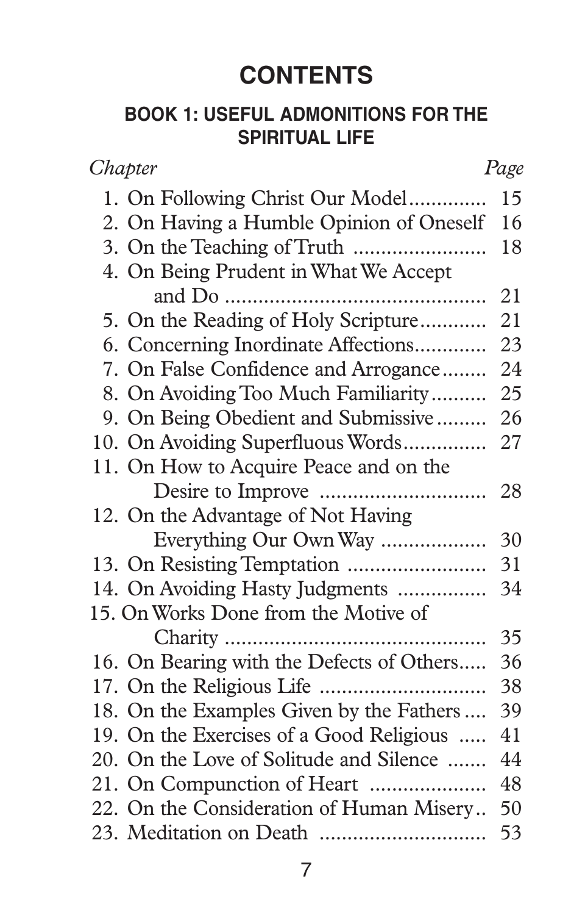# CONTENTS

## BOOK 1: USEFUL ADMONITIONS FOR THE SPIRITUAL LIFE

| *Chapter* | *Page* |
|---|---|
| 1. On Following Christ Our Model | 15 |
| 2. On Having a Humble Opinion of Oneself | 16 |
| 3. On the Teaching of Truth | 18 |
| 4. On Being Prudent in What We Accept and Do | 21 |
| 5. On the Reading of Holy Scripture | 21 |
| 6. Concerning Inordinate Affections | 23 |
| 7. On False Confidence and Arrogance | 24 |
| 8. On Avoiding Too Much Familiarity | 25 |
| 9. On Being Obedient and Submissive | 26 |
| 10. On Avoiding Superfluous Words | 27 |
| 11. On How to Acquire Peace and on the Desire to Improve | 28 |
| 12. On the Advantage of Not Having Everything Our Own Way | 30 |
| 13. On Resisting Temptation | 31 |
| 14. On Avoiding Hasty Judgments | 34 |
| 15. On Works Done from the Motive of Charity | 35 |
| 16. On Bearing with the Defects of Others | 36 |
| 17. On the Religious Life | 38 |
| 18. On the Examples Given by the Fathers | 39 |
| 19. On the Exercises of a Good Religious | 41 |
| 20. On the Love of Solitude and Silence | 44 |
| 21. On Compunction of Heart | 48 |
| 22. On the Consideration of Human Misery | 50 |
| 23. Meditation on Death | 53 |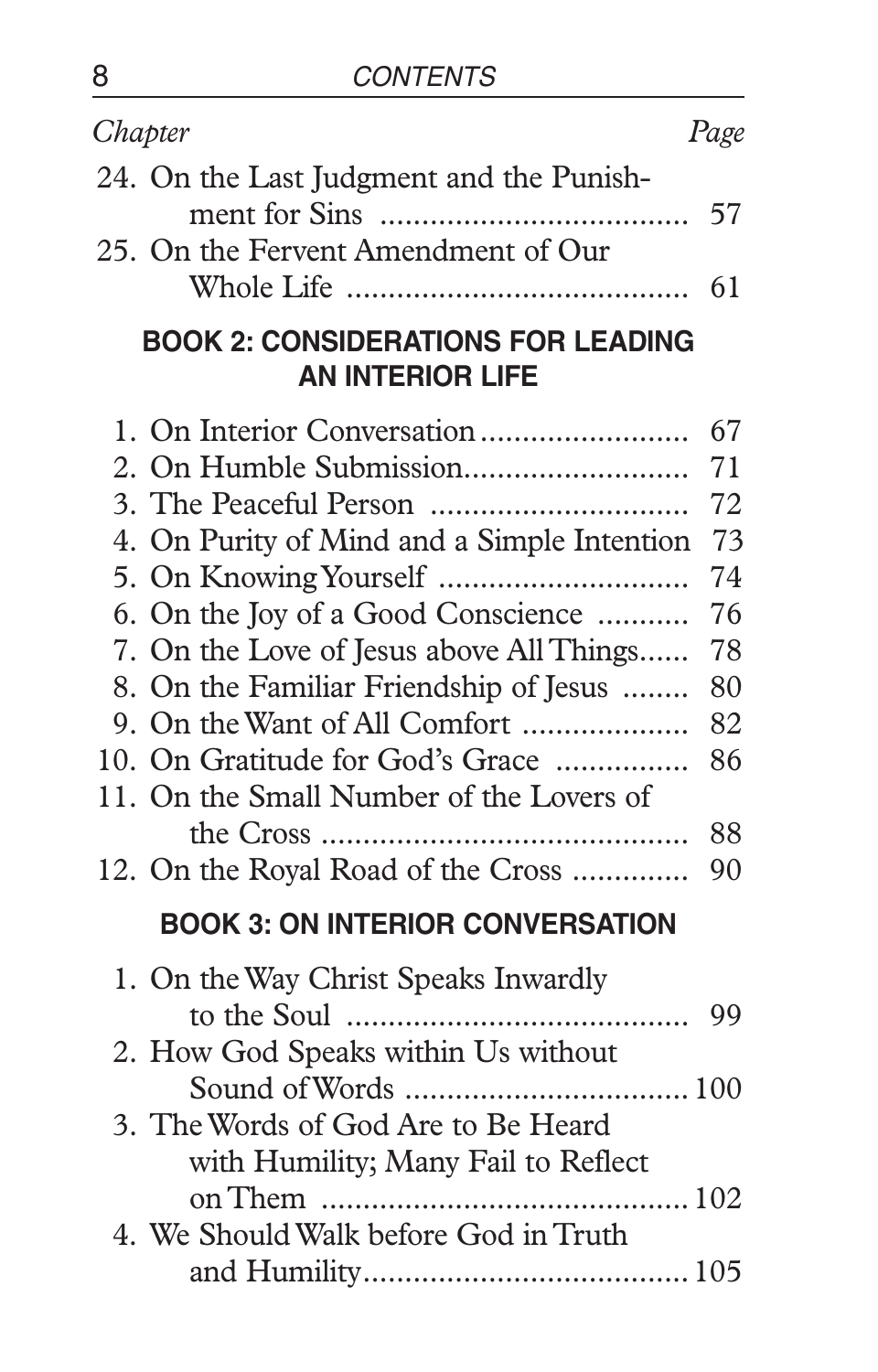| Chapter | Page |
| --- | --- |
| 24. On the Last Judgment and the Punishment for Sins | 57 |
| 25. On the Fervent Amendment of Our Whole Life | 61 |

## BOOK 2: CONSIDERATIONS FOR LEADING AN INTERIOR LIFE

| Chapter | Page |
| --- | --- |
| 1. On Interior Conversation | 67 |
| 2. On Humble Submission | 71 |
| 3. The Peaceful Person | 72 |
| 4. On Purity of Mind and a Simple Intention | 73 |
| 5. On Knowing Yourself | 74 |
| 6. On the Joy of a Good Conscience | 76 |
| 7. On the Love of Jesus above All Things | 78 |
| 8. On the Familiar Friendship of Jesus | 80 |
| 9. On the Want of All Comfort | 82 |
| 10. On Gratitude for God's Grace | 86 |
| 11. On the Small Number of the Lovers of the Cross | 88 |
| 12. On the Royal Road of the Cross | 90 |

## BOOK 3: ON INTERIOR CONVERSATION

| Chapter | Page |
| --- | --- |
| 1. On the Way Christ Speaks Inwardly to the Soul | 99 |
| 2. How God Speaks within Us without Sound of Words | 100 |
| 3. The Words of God Are to Be Heard with Humility; Many Fail to Reflect on Them | 102 |
| 4. We Should Walk before God in Truth and Humility | 105 |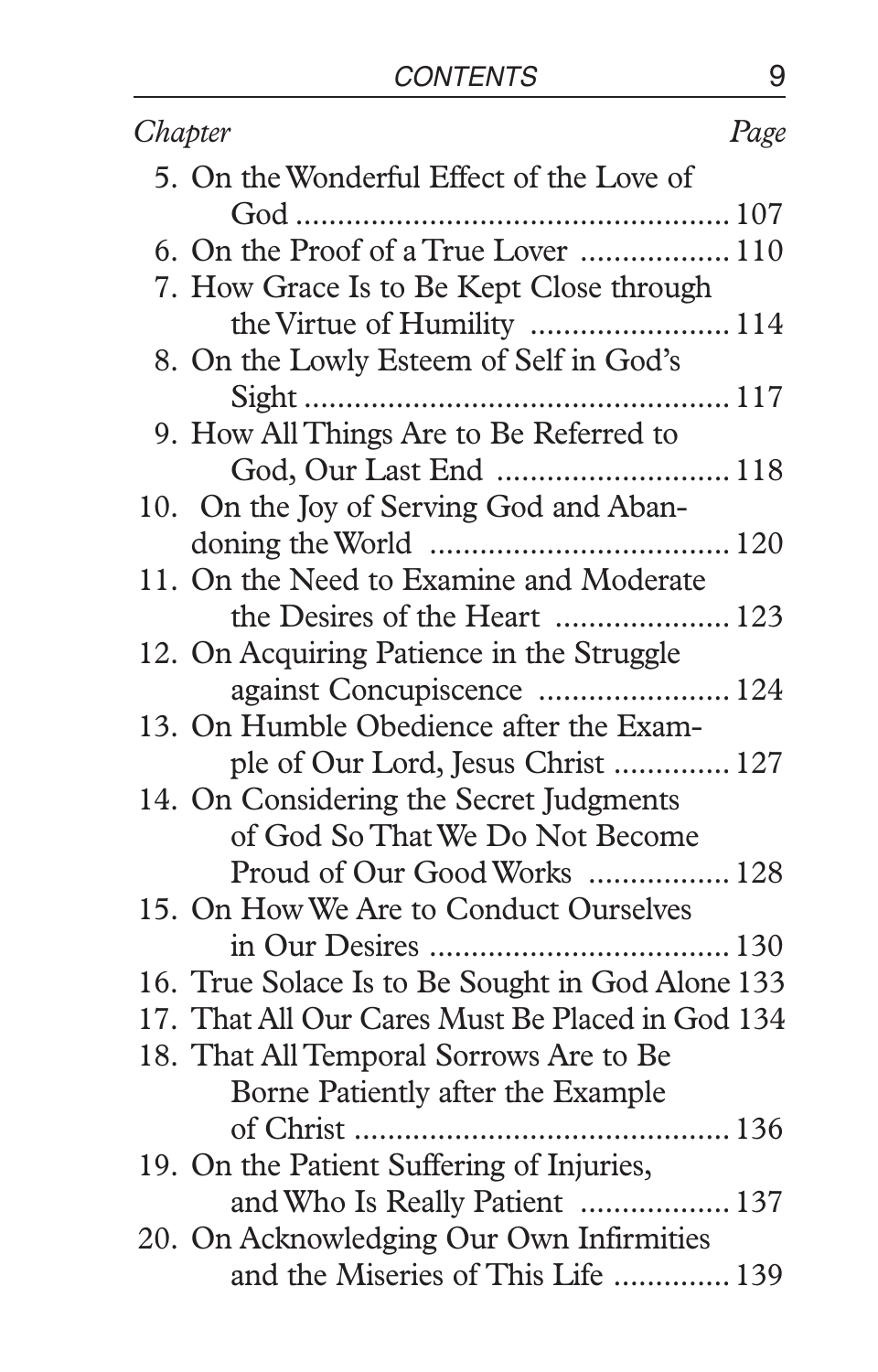| Chapter | Page |
|---|---|
| 5. On the Wonderful Effect of the Love of God | 107 |
| 6. On the Proof of a True Lover | 110 |
| 7. How Grace Is to Be Kept Close through the Virtue of Humility | 114 |
| 8. On the Lowly Esteem of Self in God's Sight | 117 |
| 9. How All Things Are to Be Referred to God, Our Last End | 118 |
| 10. On the Joy of Serving God and Abandoning the World | 120 |
| 11. On the Need to Examine and Moderate the Desires of the Heart | 123 |
| 12. On Acquiring Patience in the Struggle against Concupiscence | 124 |
| 13. On Humble Obedience after the Example of Our Lord, Jesus Christ | 127 |
| 14. On Considering the Secret Judgments of God So That We Do Not Become Proud of Our Good Works | 128 |
| 15. On How We Are to Conduct Ourselves in Our Desires | 130 |
| 16. True Solace Is to Be Sought in God Alone | 133 |
| 17. That All Our Cares Must Be Placed in God | 134 |
| 18. That All Temporal Sorrows Are to Be Borne Patiently after the Example of Christ | 136 |
| 19. On the Patient Suffering of Injuries, and Who Is Really Patient | 137 |
| 20. On Acknowledging Our Own Infirmities and the Miseries of This Life | 139 |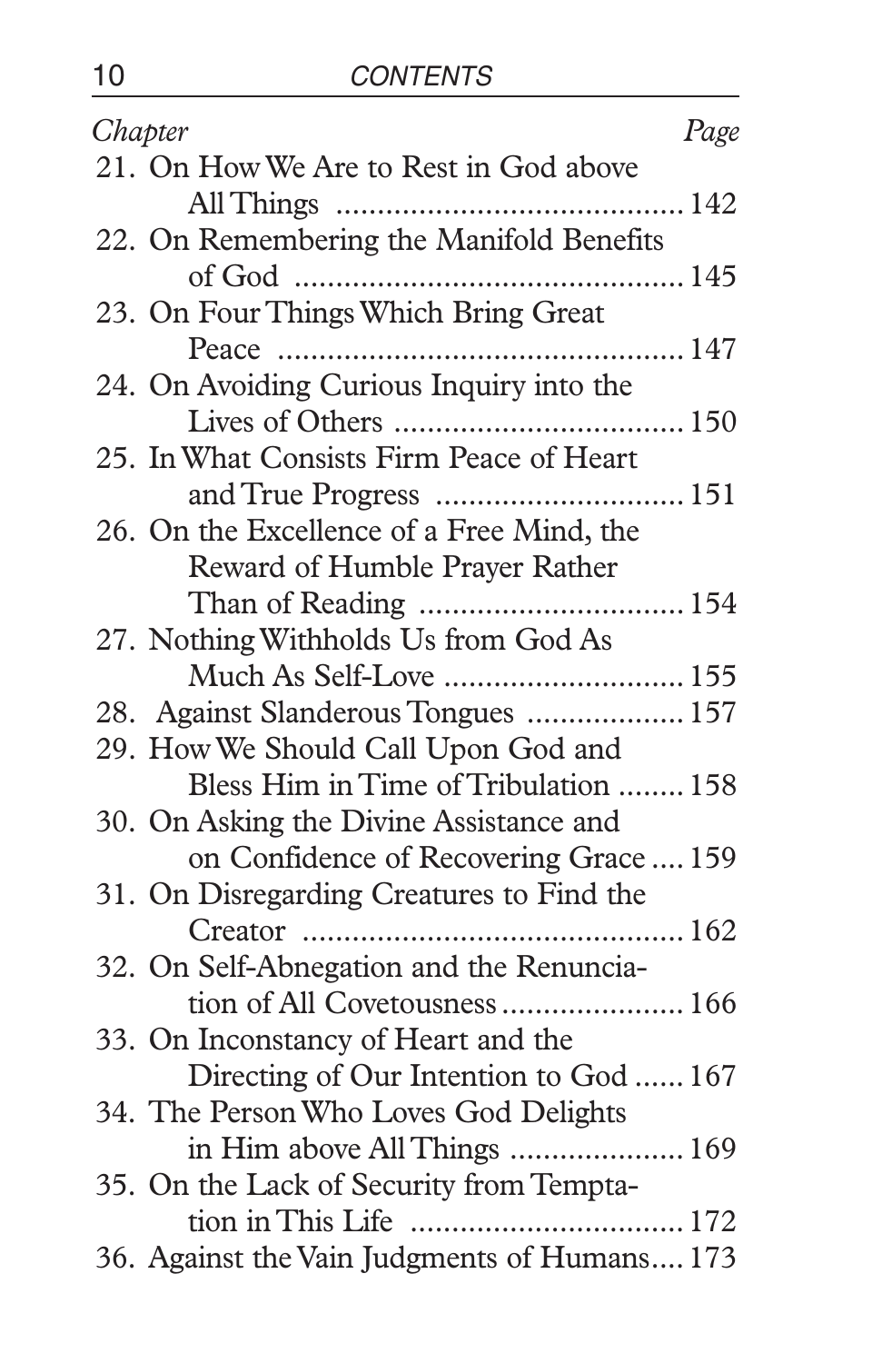| *Chapter* | *Page* |
|---|---|
| 21. On How We Are to Rest in God above All Things | 142 |
| 22. On Remembering the Manifold Benefits of God | 145 |
| 23. On Four Things Which Bring Great Peace | 147 |
| 24. On Avoiding Curious Inquiry into the Lives of Others | 150 |
| 25. In What Consists Firm Peace of Heart and True Progress | 151 |
| 26. On the Excellence of a Free Mind, the Reward of Humble Prayer Rather Than of Reading | 154 |
| 27. Nothing Withholds Us from God As Much As Self-Love | 155 |
| 28. Against Slanderous Tongues | 157 |
| 29. How We Should Call Upon God and Bless Him in Time of Tribulation | 158 |
| 30. On Asking the Divine Assistance and on Confidence of Recovering Grace | 159 |
| 31. On Disregarding Creatures to Find the Creator | 162 |
| 32. On Self-Abnegation and the Renunciation of All Covetousness | 166 |
| 33. On Inconstancy of Heart and the Directing of Our Intention to God | 167 |
| 34. The Person Who Loves God Delights in Him above All Things | 169 |
| 35. On the Lack of Security from Temptation in This Life | 172 |
| 36. Against the Vain Judgments of Humans | 173 |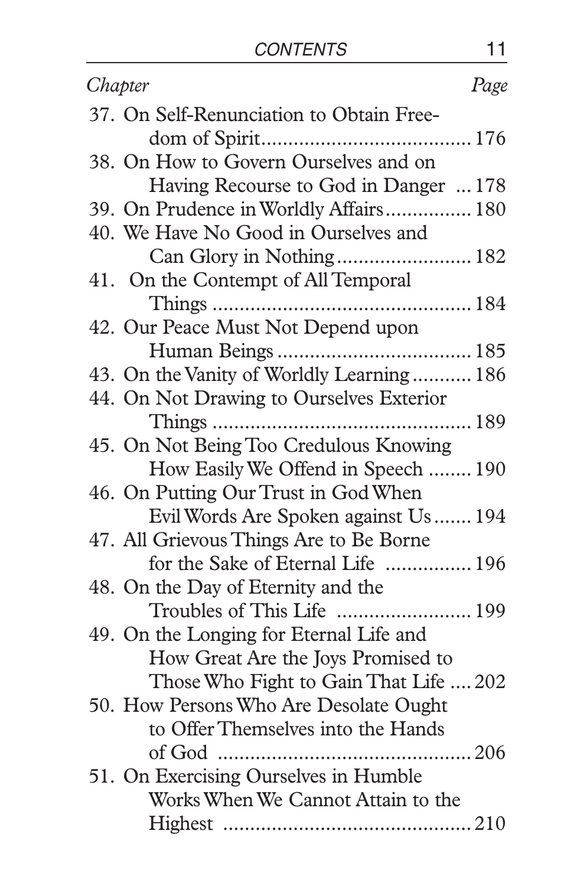| Chapter | Page |
| --- | --- |
| 37. On Self-Renunciation to Obtain Freedom of Spirit | 176 |
| 38. On How to Govern Ourselves and on Having Recourse to God in Danger | 178 |
| 39. On Prudence in Worldly Affairs | 180 |
| 40. We Have No Good in Ourselves and Can Glory in Nothing | 182 |
| 41. On the Contempt of All Temporal Things | 184 |
| 42. Our Peace Must Not Depend upon Human Beings | 185 |
| 43. On the Vanity of Worldly Learning | 186 |
| 44. On Not Drawing to Ourselves Exterior Things | 189 |
| 45. On Not Being Too Credulous Knowing How Easily We Offend in Speech | 190 |
| 46. On Putting Our Trust in God When Evil Words Are Spoken against Us | 194 |
| 47. All Grievous Things Are to Be Borne for the Sake of Eternal Life | 196 |
| 48. On the Day of Eternity and the Troubles of This Life | 199 |
| 49. On the Longing for Eternal Life and How Great Are the Joys Promised to Those Who Fight to Gain That Life | 202 |
| 50. How Persons Who Are Desolate Ought to Offer Themselves into the Hands of God | 206 |
| 51. On Exercising Ourselves in Humble Works When We Cannot Attain to the Highest | 210 |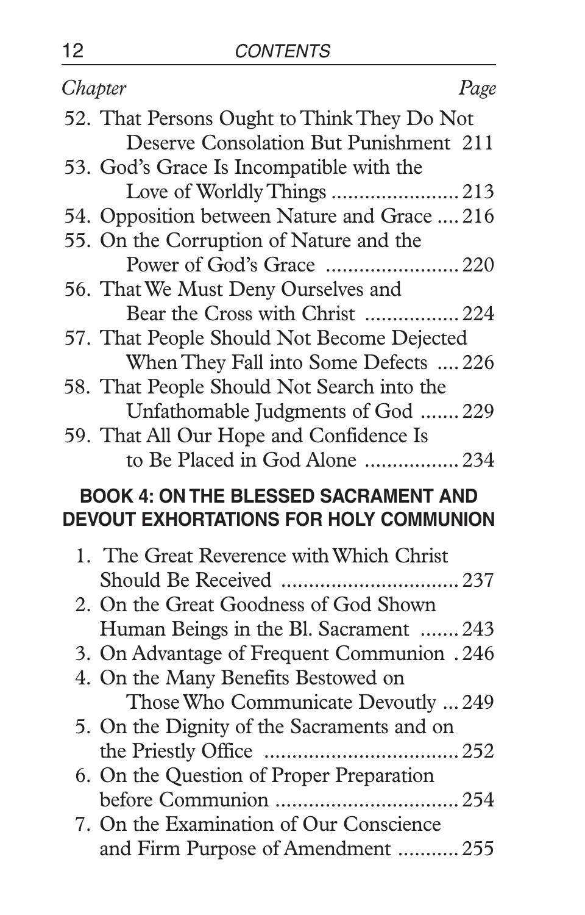*Chapter* *Page*

52. That Persons Ought to Think They Do Not Deserve Consolation But Punishment 211
53. God's Grace Is Incompatible with the Love of Worldly Things ....................... 213
54. Opposition between Nature and Grace .... 216
55. On the Corruption of Nature and the Power of God's Grace ........................ 220
56. That We Must Deny Ourselves and Bear the Cross with Christ ................. 224
57. That People Should Not Become Dejected When They Fall into Some Defects .... 226
58. That People Should Not Search into the Unfathomable Judgments of God ....... 229
59. That All Our Hope and Confidence Is to Be Placed in God Alone ................. 234

## BOOK 4: ON THE BLESSED SACRAMENT AND DEVOUT EXHORTATIONS FOR HOLY COMMUNION

1. The Great Reverence with Which Christ Should Be Received ................................ 237
2. On the Great Goodness of God Shown Human Beings in the Bl. Sacrament ....... 243
3. On Advantage of Frequent Communion . 246
4. On the Many Benefits Bestowed on Those Who Communicate Devoutly ... 249
5. On the Dignity of the Sacraments and on the Priestly Office ................................... 252
6. On the Question of Proper Preparation before Communion ................................. 254
7. On the Examination of Our Conscience and Firm Purpose of Amendment ........... 255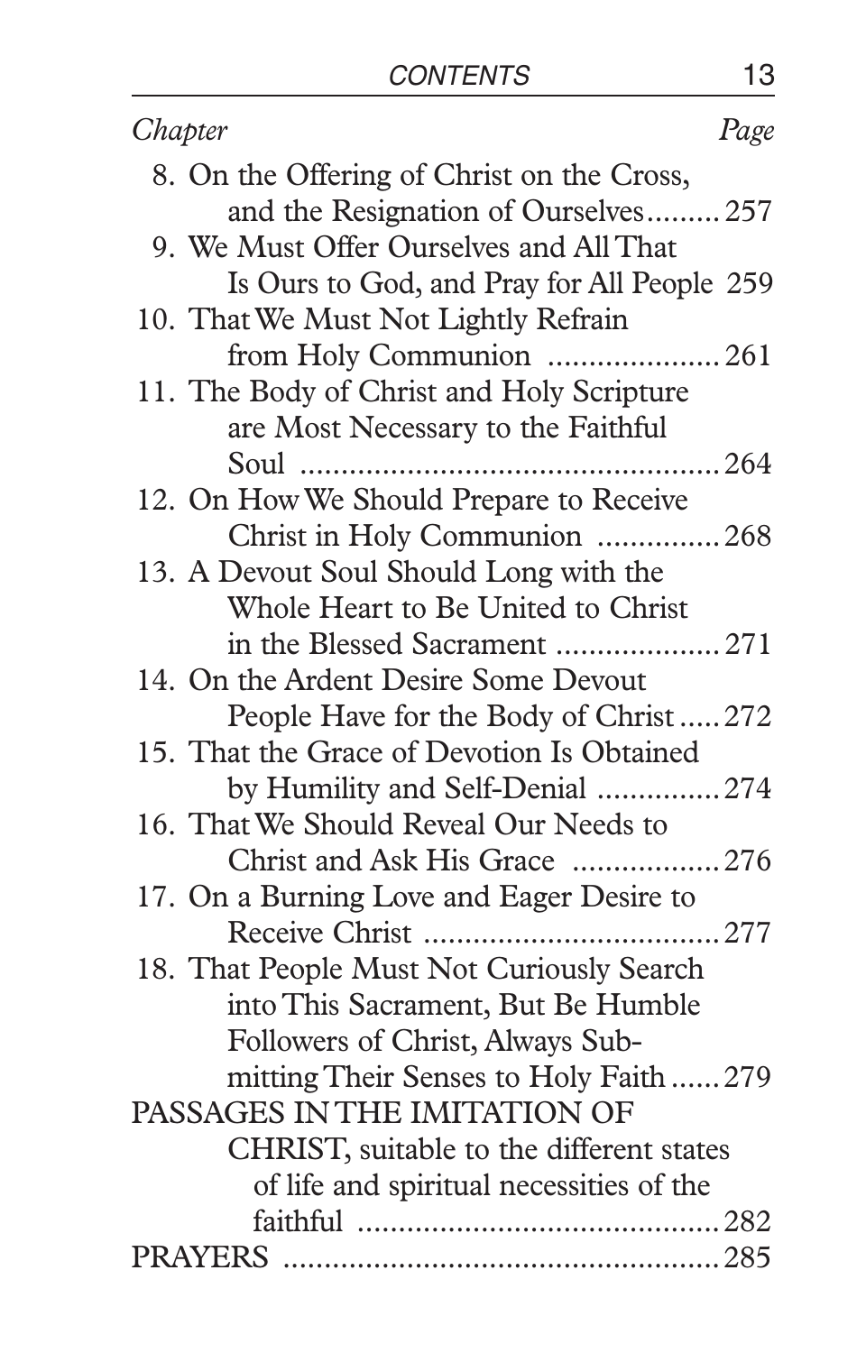| Chapter | Page |
| --- | --- |
| 8. On the Offering of Christ on the Cross, and the Resignation of Ourselves | 257 |
| 9. We Must Offer Ourselves and All That Is Ours to God, and Pray for All People | 259 |
| 10. That We Must Not Lightly Refrain from Holy Communion | 261 |
| 11. The Body of Christ and Holy Scripture are Most Necessary to the Faithful Soul | 264 |
| 12. On How We Should Prepare to Receive Christ in Holy Communion | 268 |
| 13. A Devout Soul Should Long with the Whole Heart to Be United to Christ in the Blessed Sacrament | 271 |
| 14. On the Ardent Desire Some Devout People Have for the Body of Christ | 272 |
| 15. That the Grace of Devotion Is Obtained by Humility and Self-Denial | 274 |
| 16. That We Should Reveal Our Needs to Christ and Ask His Grace | 276 |
| 17. On a Burning Love and Eager Desire to Receive Christ | 277 |
| 18. That People Must Not Curiously Search into This Sacrament, But Be Humble Followers of Christ, Always Submitting Their Senses to Holy Faith | 279 |
| PASSAGES IN THE IMITATION OF CHRIST, suitable to the different states of life and spiritual necessities of the faithful | 282 |
| PRAYERS | 285 |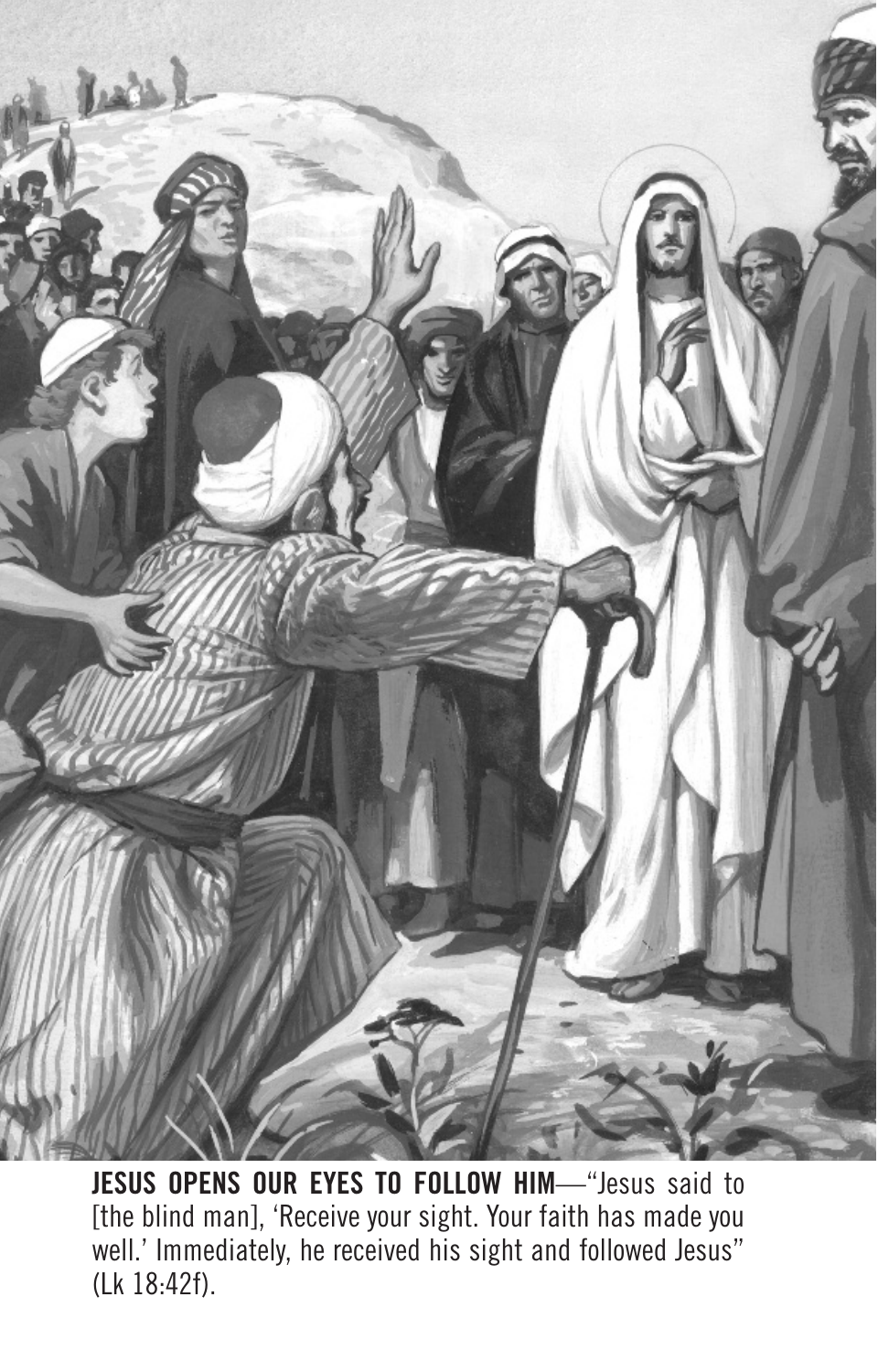**JESUS OPENS OUR EYES TO FOLLOW HIM**—"Jesus said to [the blind man], 'Receive your sight. Your faith has made you well.' Immediately, he received his sight and followed Jesus" (Lk 18:42f).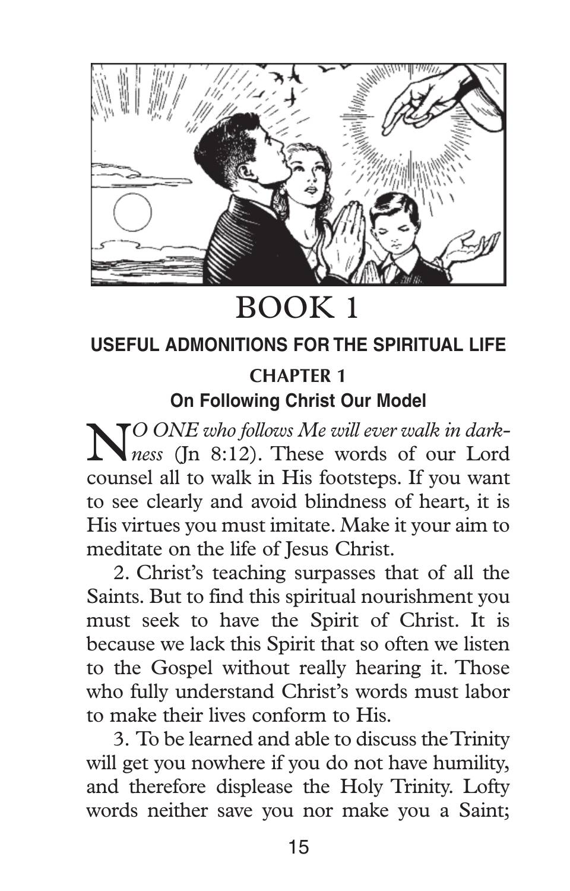# BOOK 1

## USEFUL ADMONITIONS FOR THE SPIRITUAL LIFE

### CHAPTER 1

### On Following Christ Our Model

*NO ONE who follows Me will ever walk in darkness* (Jn 8:12). These words of our Lord counsel all to walk in His footsteps. If you want to see clearly and avoid blindness of heart, it is His virtues you must imitate. Make it your aim to meditate on the life of Jesus Christ.

2. Christ's teaching surpasses that of all the Saints. But to find this spiritual nourishment you must seek to have the Spirit of Christ. It is because we lack this Spirit that so often we listen to the Gospel without really hearing it. Those who fully understand Christ's words must labor to make their lives conform to His.

3. To be learned and able to discuss the Trinity will get you nowhere if you do not have humility, and therefore displease the Holy Trinity. Lofty words neither save you nor make you a Saint;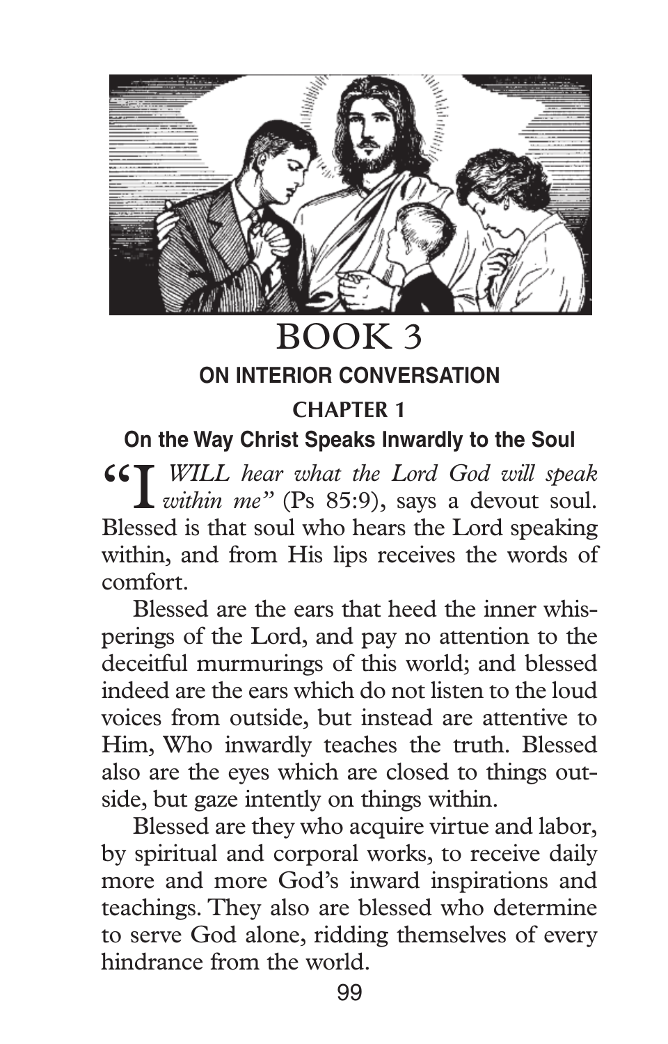# BOOK 3

## ON INTERIOR CONVERSATION

### CHAPTER 1

### On the Way Christ Speaks Inwardly to the Soul

"I *WILL hear what the Lord God will speak within me"* (Ps 85:9), says a devout soul. Blessed is that soul who hears the Lord speaking within, and from His lips receives the words of comfort.

Blessed are the ears that heed the inner whisperings of the Lord, and pay no attention to the deceitful murmurings of this world; and blessed indeed are the ears which do not listen to the loud voices from outside, but instead are attentive to Him, Who inwardly teaches the truth. Blessed also are the eyes which are closed to things outside, but gaze intently on things within.

Blessed are they who acquire virtue and labor, by spiritual and corporal works, to receive daily more and more God's inward inspirations and teachings. They also are blessed who determine to serve God alone, ridding themselves of every hindrance from the world.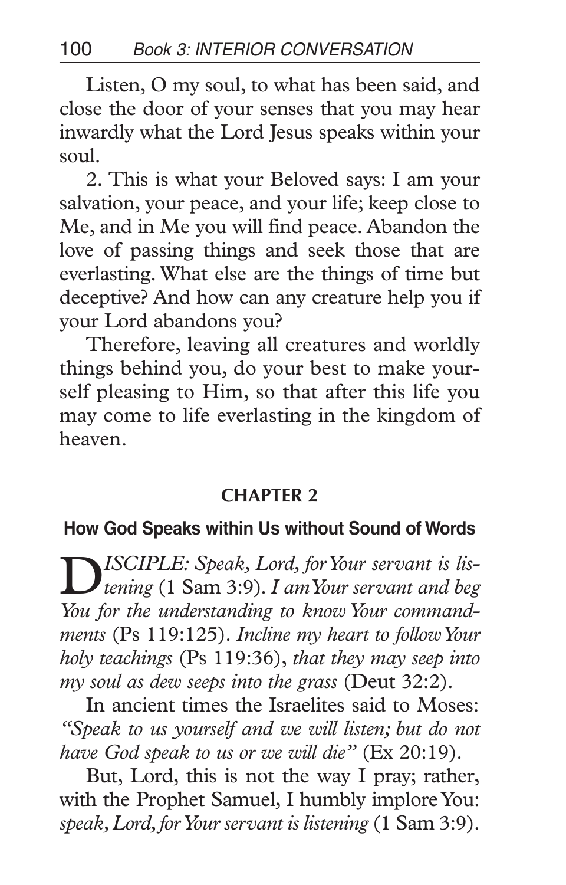Listen, O my soul, to what has been said, and close the door of your senses that you may hear inwardly what the Lord Jesus speaks within your soul.

2. This is what your Beloved says: I am your salvation, your peace, and your life; keep close to Me, and in Me you will find peace. Abandon the love of passing things and seek those that are everlasting. What else are the things of time but deceptive? And how can any creature help you if your Lord abandons you?

Therefore, leaving all creatures and worldly things behind you, do your best to make yourself pleasing to Him, so that after this life you may come to life everlasting in the kingdom of heaven.

## CHAPTER 2

### How God Speaks within Us without Sound of Words

DISCIPLE: *Speak, Lord, for Your servant is listening* (1 Sam 3:9). *I am Your servant and beg You for the understanding to know Your commandments* (Ps 119:125). *Incline my heart to follow Your holy teachings* (Ps 119:36), *that they may seep into my soul as dew seeps into the grass* (Deut 32:2).

In ancient times the Israelites said to Moses: *"Speak to us yourself and we will listen; but do not have God speak to us or we will die"* (Ex 20:19).

But, Lord, this is not the way I pray; rather, with the Prophet Samuel, I humbly implore You: *speak, Lord, for Your servant is listening* (1 Sam 3:9).